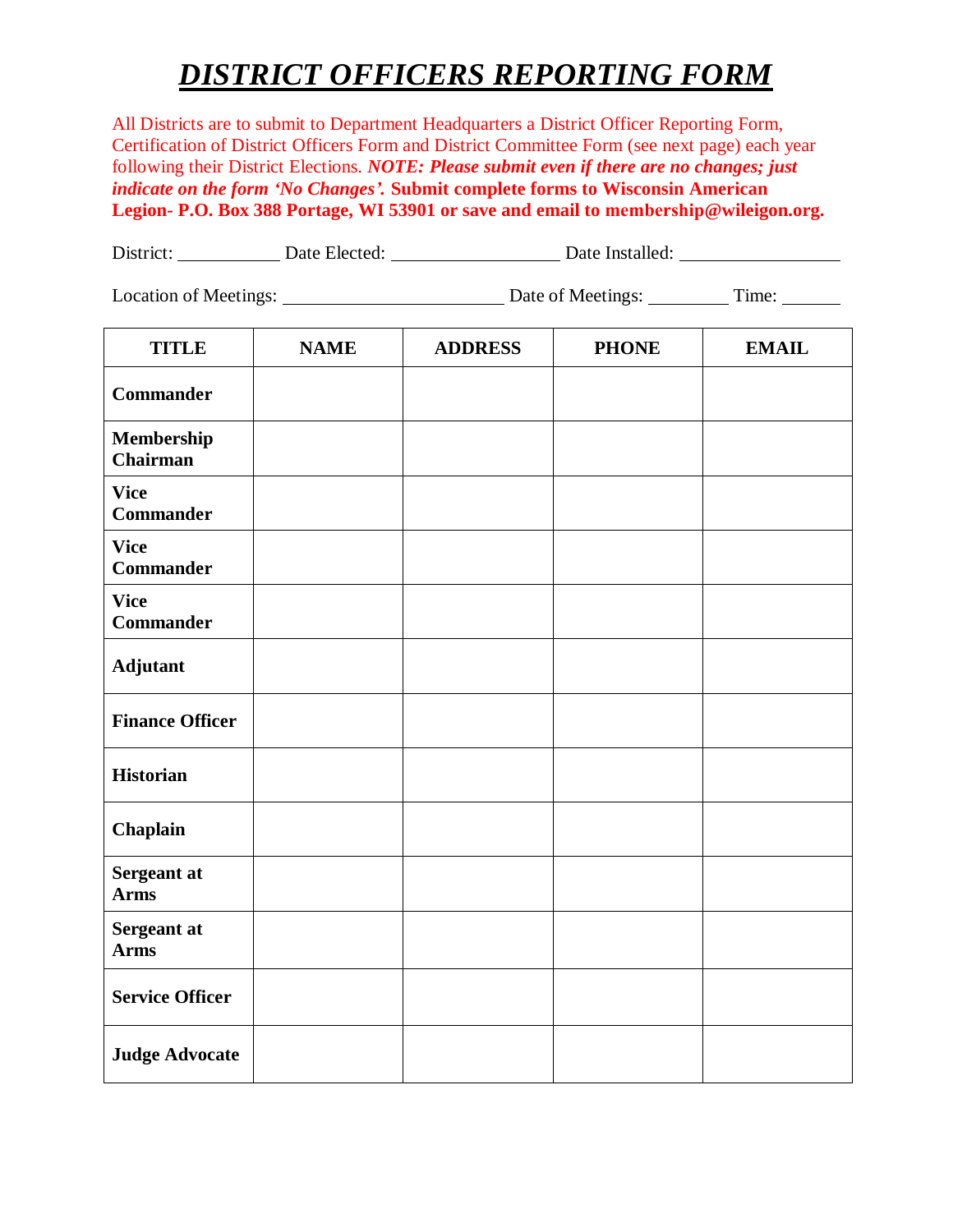# ***DISTRICT OFFICERS REPORTING FORM***

All Districts are to submit to Department Headquarters a District Officer Reporting Form, Certification of District Officers Form and District Committee Form (see next page) each year following their District Elections. ***NOTE: Please submit even if there are no changes; just indicate on the form 'No Changes'.*** **Submit complete forms to Wisconsin American Legion- P.O. Box 388 Portage, WI 53901 or save and email to membership@wileigon.org.**

District: ___________ Date Elected: ___________________ Date Installed: __________________

Location of Meetings: ________________________ Date of Meetings: _________ Time: ______

| TITLE | NAME | ADDRESS | PHONE | EMAIL |
|---|---|---|---|---|
| **Commander** | | | | |
| **Membership Chairman** | | | | |
| **Vice Commander** | | | | |
| **Vice Commander** | | | | |
| **Vice Commander** | | | | |
| **Adjutant** | | | | |
| **Finance Officer** | | | | |
| **Historian** | | | | |
| **Chaplain** | | | | |
| **Sergeant at Arms** | | | | |
| **Sergeant at Arms** | | | | |
| **Service Officer** | | | | |
| **Judge Advocate** | | | | |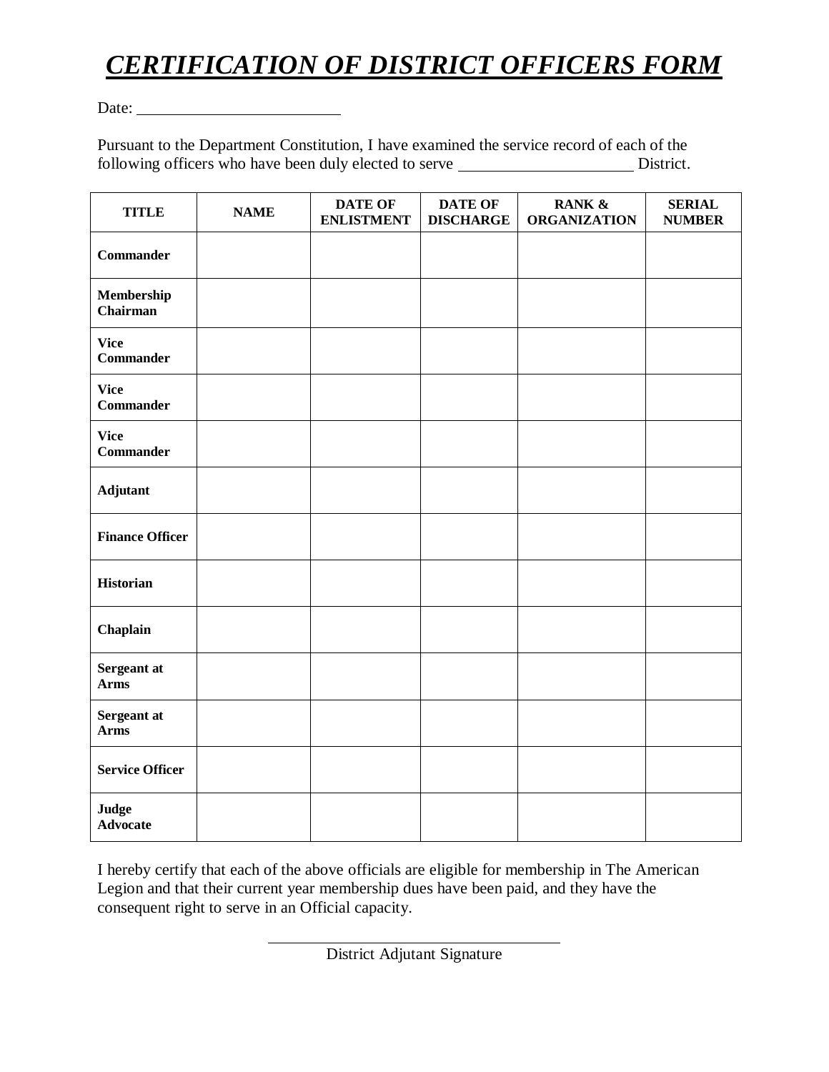# ***CERTIFICATION OF DISTRICT OFFICERS FORM***

Date: ________________________

Pursuant to the Department Constitution, I have examined the service record of each of the following officers who have been duly elected to serve ____________________ District.

| TITLE | NAME | DATE OF ENLISTMENT | DATE OF DISCHARGE | RANK & ORGANIZATION | SERIAL NUMBER |
|---|---|---|---|---|---|
| **Commander** | | | | | |
| **Membership Chairman** | | | | | |
| **Vice Commander** | | | | | |
| **Vice Commander** | | | | | |
| **Vice Commander** | | | | | |
| **Adjutant** | | | | | |
| **Finance Officer** | | | | | |
| **Historian** | | | | | |
| **Chaplain** | | | | | |
| **Sergeant at Arms** | | | | | |
| **Sergeant at Arms** | | | | | |
| **Service Officer** | | | | | |
| **Judge Advocate** | | | | | |

I hereby certify that each of the above officials are eligible for membership in The American Legion and that their current year membership dues have been paid, and they have the consequent right to serve in an Official capacity.

________________________________

District Adjutant Signature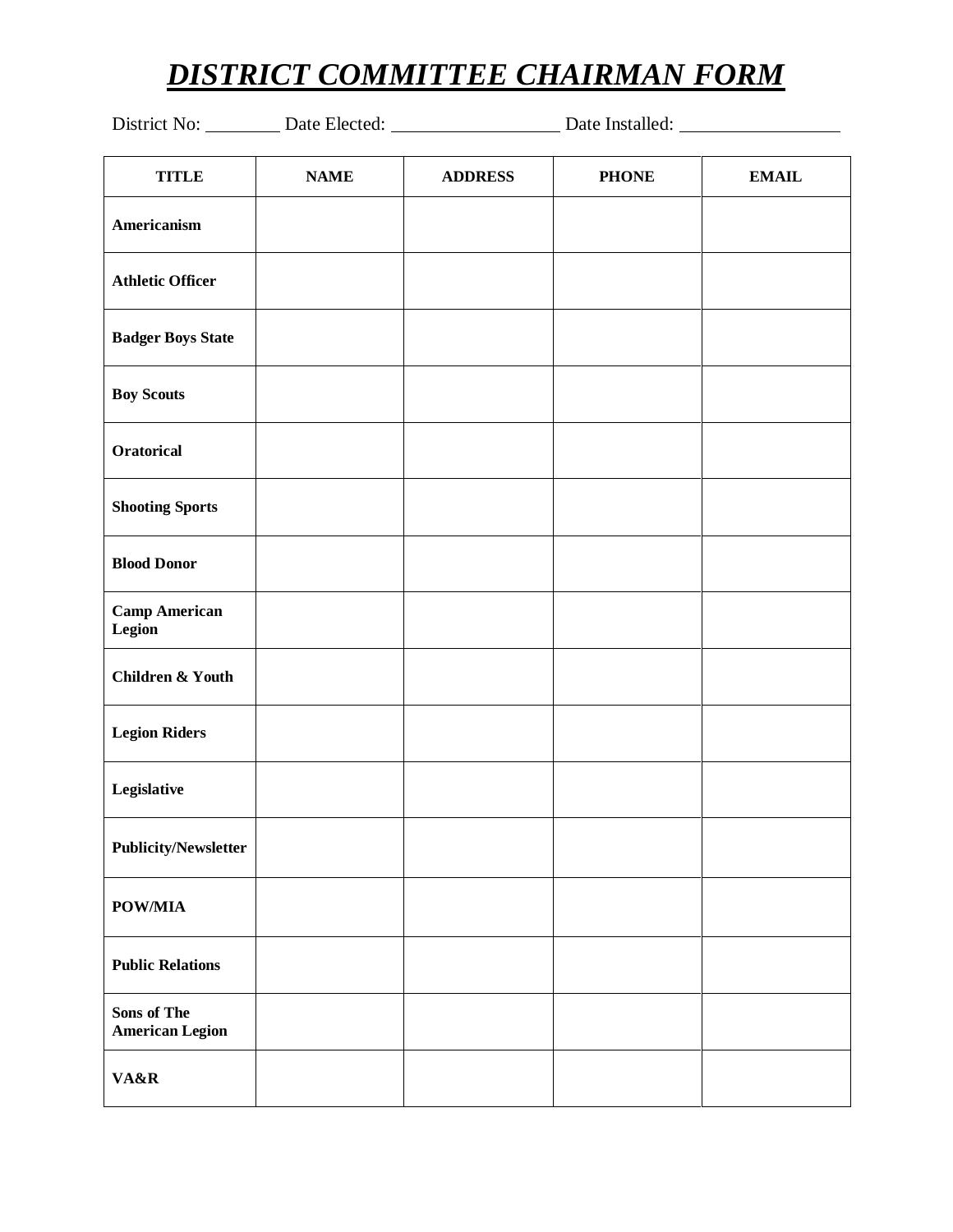# ***DISTRICT COMMITTEE CHAIRMAN FORM***

District No: ________ Date Elected: __________________ Date Installed: _________________

| TITLE | NAME | ADDRESS | PHONE | EMAIL |
|---|---|---|---|---|
| **Americanism** | | | | |
| **Athletic Officer** | | | | |
| **Badger Boys State** | | | | |
| **Boy Scouts** | | | | |
| **Oratorical** | | | | |
| **Shooting Sports** | | | | |
| **Blood Donor** | | | | |
| **Camp American Legion** | | | | |
| **Children & Youth** | | | | |
| **Legion Riders** | | | | |
| **Legislative** | | | | |
| **Publicity/Newsletter** | | | | |
| **POW/MIA** | | | | |
| **Public Relations** | | | | |
| **Sons of The American Legion** | | | | |
| **VA&R** | | | | |